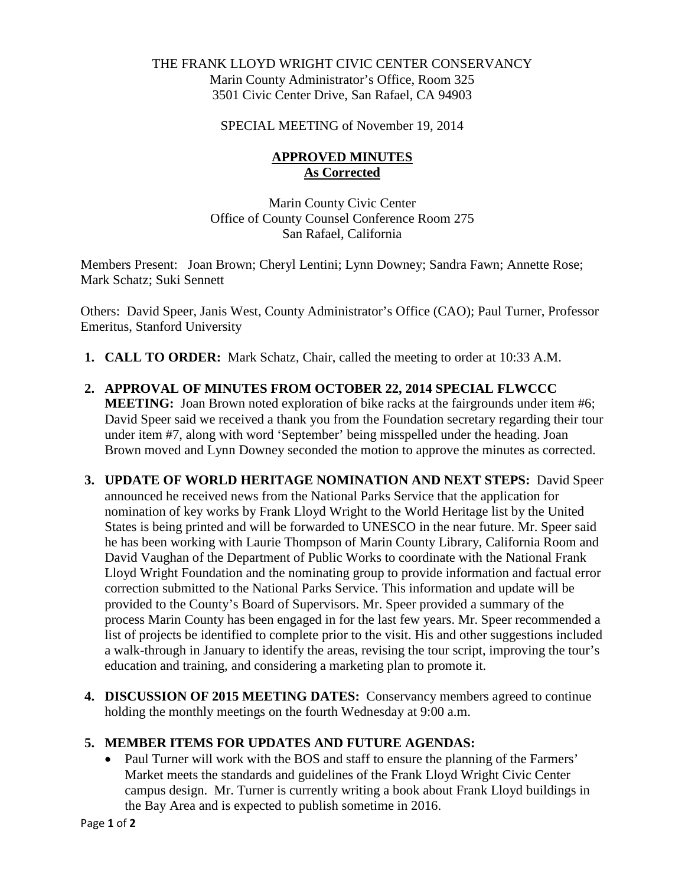THE FRANK LLOYD WRIGHT CIVIC CENTER CONSERVANCY
Marin County Administrator's Office, Room 325
3501 Civic Center Drive, San Rafael, CA 94903

SPECIAL MEETING of November 19, 2014

**APPROVED MINUTES**
**As Corrected**

Marin County Civic Center
Office of County Counsel Conference Room 275
San Rafael, California

Members Present: Joan Brown; Cheryl Lentini; Lynn Downey; Sandra Fawn; Annette Rose; Mark Schatz; Suki Sennett

Others: David Speer, Janis West, County Administrator's Office (CAO); Paul Turner, Professor Emeritus, Stanford University

1. **CALL TO ORDER:** Mark Schatz, Chair, called the meeting to order at 10:33 A.M.

2. **APPROVAL OF MINUTES FROM OCTOBER 22, 2014 SPECIAL FLWCCC MEETING:** Joan Brown noted exploration of bike racks at the fairgrounds under item #6; David Speer said we received a thank you from the Foundation secretary regarding their tour under item #7, along with word 'September' being misspelled under the heading. Joan Brown moved and Lynn Downey seconded the motion to approve the minutes as corrected.

3. **UPDATE OF WORLD HERITAGE NOMINATION AND NEXT STEPS:** David Speer announced he received news from the National Parks Service that the application for nomination of key works by Frank Lloyd Wright to the World Heritage list by the United States is being printed and will be forwarded to UNESCO in the near future. Mr. Speer said he has been working with Laurie Thompson of Marin County Library, California Room and David Vaughan of the Department of Public Works to coordinate with the National Frank Lloyd Wright Foundation and the nominating group to provide information and factual error correction submitted to the National Parks Service. This information and update will be provided to the County's Board of Supervisors. Mr. Speer provided a summary of the process Marin County has been engaged in for the last few years. Mr. Speer recommended a list of projects be identified to complete prior to the visit. His and other suggestions included a walk-through in January to identify the areas, revising the tour script, improving the tour's education and training, and considering a marketing plan to promote it.

4. **DISCUSSION OF 2015 MEETING DATES:** Conservancy members agreed to continue holding the monthly meetings on the fourth Wednesday at 9:00 a.m.

5. **MEMBER ITEMS FOR UPDATES AND FUTURE AGENDAS:**
   - Paul Turner will work with the BOS and staff to ensure the planning of the Farmers' Market meets the standards and guidelines of the Frank Lloyd Wright Civic Center campus design. Mr. Turner is currently writing a book about Frank Lloyd buildings in the Bay Area and is expected to publish sometime in 2016.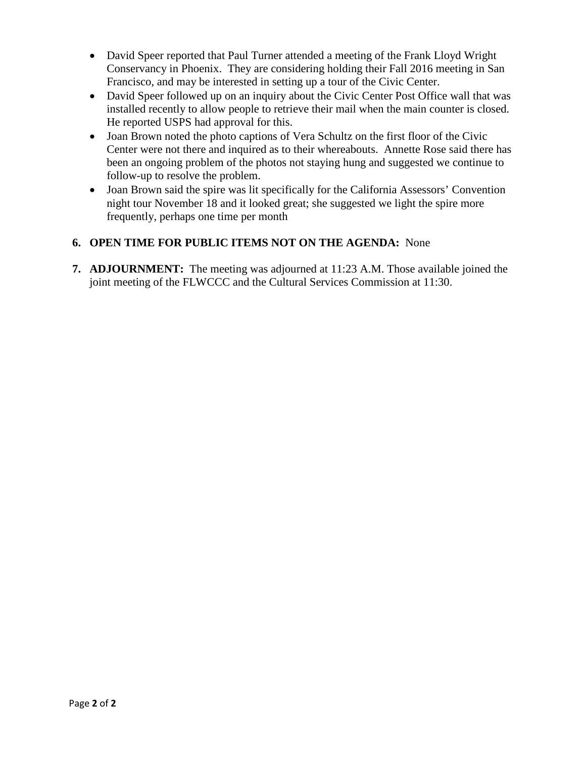- David Speer reported that Paul Turner attended a meeting of the Frank Lloyd Wright Conservancy in Phoenix. They are considering holding their Fall 2016 meeting in San Francisco, and may be interested in setting up a tour of the Civic Center.
- David Speer followed up on an inquiry about the Civic Center Post Office wall that was installed recently to allow people to retrieve their mail when the main counter is closed. He reported USPS had approval for this.
- Joan Brown noted the photo captions of Vera Schultz on the first floor of the Civic Center were not there and inquired as to their whereabouts. Annette Rose said there has been an ongoing problem of the photos not staying hung and suggested we continue to follow-up to resolve the problem.
- Joan Brown said the spire was lit specifically for the California Assessors' Convention night tour November 18 and it looked great; she suggested we light the spire more frequently, perhaps one time per month

6. **OPEN TIME FOR PUBLIC ITEMS NOT ON THE AGENDA:** None

7. **ADJOURNMENT:** The meeting was adjourned at 11:23 A.M. Those available joined the joint meeting of the FLWCCC and the Cultural Services Commission at 11:30.